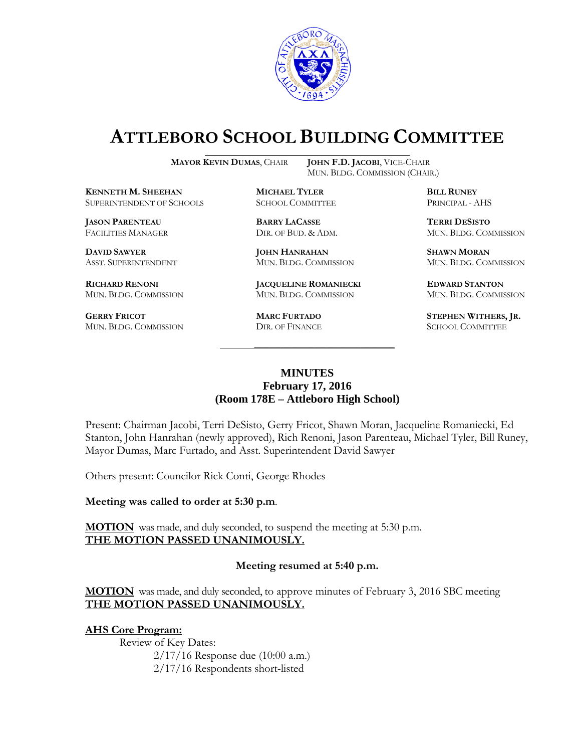# ATTLEBORO SCHOOL BUILDING COMMITTEE

**MAYOR KEVIN DUMAS**, CHAIR
**JOHN F.D. JACOBI**, VICE-CHAIR
MUN. BLDG. COMMISSION (CHAIR.)

**KENNETH M. SHEEHAN**
SUPERINTENDENT OF SCHOOLS

**MICHAEL TYLER**
SCHOOL COMMITTEE

**BILL RUNEY**
PRINCIPAL - AHS

**JASON PARENTEAU**
FACILITIES MANAGER

**BARRY LACASSE**
DIR. OF BUD. & ADM.

**TERRI DESISTO**
MUN. BLDG. COMMISSION

**DAVID SAWYER**
ASST. SUPERINTENDENT

**JOHN HANRAHAN**
MUN. BLDG. COMMISSION

**SHAWN MORAN**
MUN. BLDG. COMMISSION

**RICHARD RENONI**
MUN. BLDG. COMMISSION

**JACQUELINE ROMANIECKI**
MUN. BLDG. COMMISSION

**EDWARD STANTON**
MUN. BLDG. COMMISSION

**GERRY FRICOT**
MUN. BLDG. COMMISSION

**MARC FURTADO**
DIR. OF FINANCE

**STEPHEN WITHERS, JR.**
SCHOOL COMMITTEE

## MINUTES
**February 17, 2016**
**(Room 178E – Attleboro High School)**

Present: Chairman Jacobi, Terri DeSisto, Gerry Fricot, Shawn Moran, Jacqueline Romaniecki, Ed Stanton, John Hanrahan (newly approved), Rich Renoni, Jason Parenteau, Michael Tyler, Bill Runey, Mayor Dumas, Marc Furtado, and Asst. Superintendent David Sawyer

Others present: Councilor Rick Conti, George Rhodes

**Meeting was called to order at 5:30 p.m**.

**MOTION** was made, and duly seconded, to suspend the meeting at 5:30 p.m.
**THE MOTION PASSED UNANIMOUSLY.**

**Meeting resumed at 5:40 p.m.**

**MOTION** was made, and duly seconded, to approve minutes of February 3, 2016 SBC meeting
**THE MOTION PASSED UNANIMOUSLY.**

**AHS Core Program:**

Review of Key Dates:

2/17/16 Response due (10:00 a.m.)
2/17/16 Respondents short-listed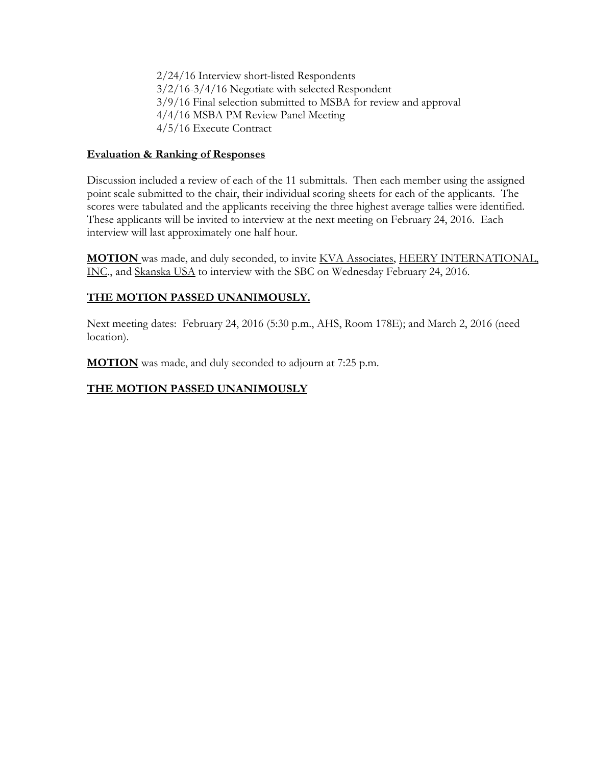2/24/16 Interview short-listed Respondents
3/2/16-3/4/16 Negotiate with selected Respondent
3/9/16 Final selection submitted to MSBA for review and approval
4/4/16 MSBA PM Review Panel Meeting
4/5/16 Execute Contract

**Evaluation & Ranking of Responses**

Discussion included a review of each of the 11 submittals. Then each member using the assigned point scale submitted to the chair, their individual scoring sheets for each of the applicants. The scores were tabulated and the applicants receiving the three highest average tallies were identified. These applicants will be invited to interview at the next meeting on February 24, 2016. Each interview will last approximately one half hour.

**MOTION** was made, and duly seconded, to invite KVA Associates, HEERY INTERNATIONAL, INC., and Skanska USA to interview with the SBC on Wednesday February 24, 2016.

**THE MOTION PASSED UNANIMOUSLY.**

Next meeting dates: February 24, 2016 (5:30 p.m., AHS, Room 178E); and March 2, 2016 (need location).

**MOTION** was made, and duly seconded to adjourn at 7:25 p.m.

**THE MOTION PASSED UNANIMOUSLY**